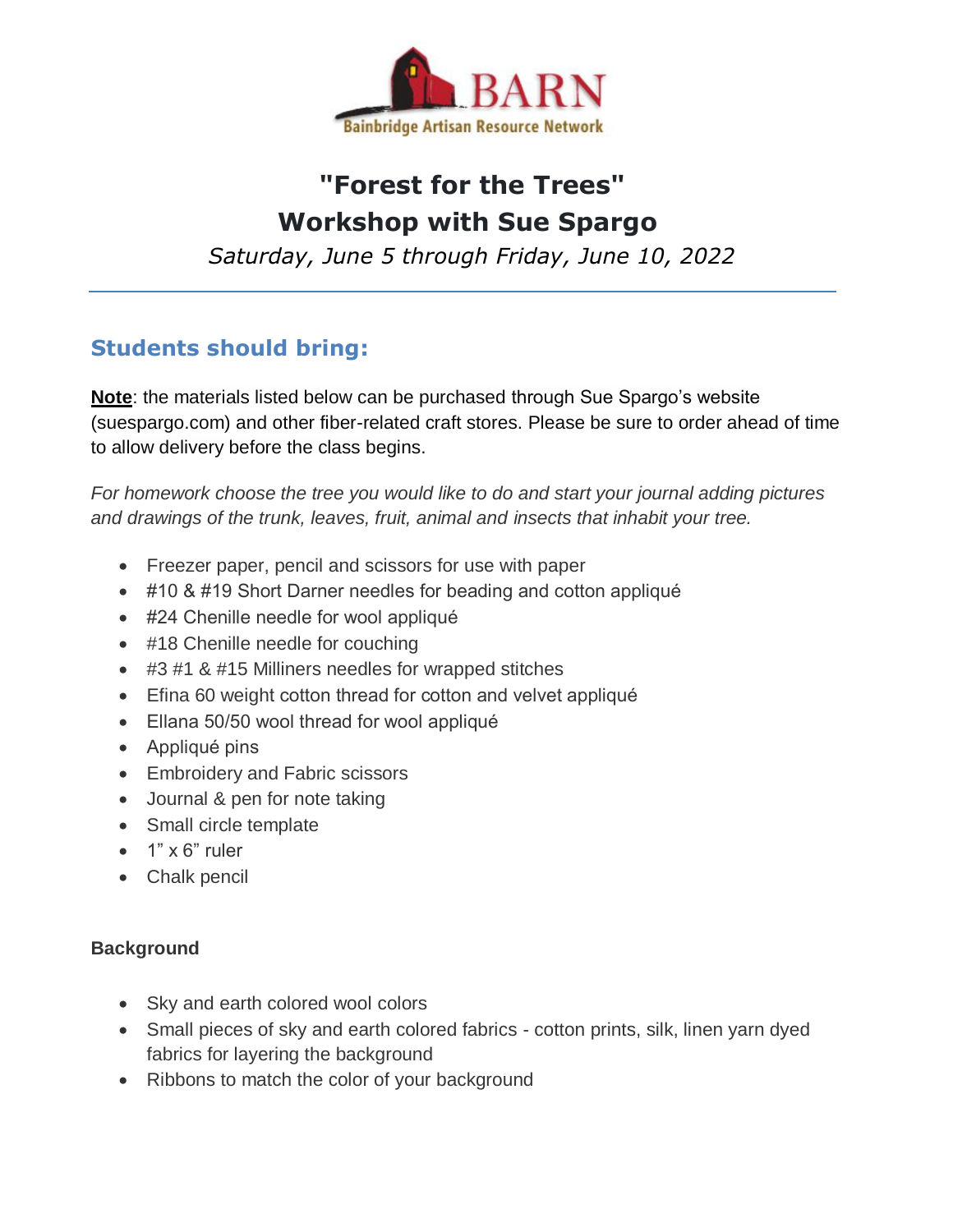BARN

Bainbridge Artisan Resource Network

# "Forest for the Trees"
# Workshop with Sue Spargo

*Saturday, June 5 through Friday, June 10, 2022*

---

## Students should bring:

**Note**: the materials listed below can be purchased through Sue Spargo's website (suespargo.com) and other fiber-related craft stores. Please be sure to order ahead of time to allow delivery before the class begins.

*For homework choose the tree you would like to do and start your journal adding pictures and drawings of the trunk, leaves, fruit, animal and insects that inhabit your tree.*

- Freezer paper, pencil and scissors for use with paper
- #10 & #19 Short Darner needles for beading and cotton appliqué
- #24 Chenille needle for wool appliqué
- #18 Chenille needle for couching
- #3 #1 & #15 Milliners needles for wrapped stitches
- Efina 60 weight cotton thread for cotton and velvet appliqué
- Ellana 50/50 wool thread for wool appliqué
- Appliqué pins
- Embroidery and Fabric scissors
- Journal & pen for note taking
- Small circle template
- 1" x 6" ruler
- Chalk pencil

**Background**

- Sky and earth colored wool colors
- Small pieces of sky and earth colored fabrics - cotton prints, silk, linen yarn dyed fabrics for layering the background
- Ribbons to match the color of your background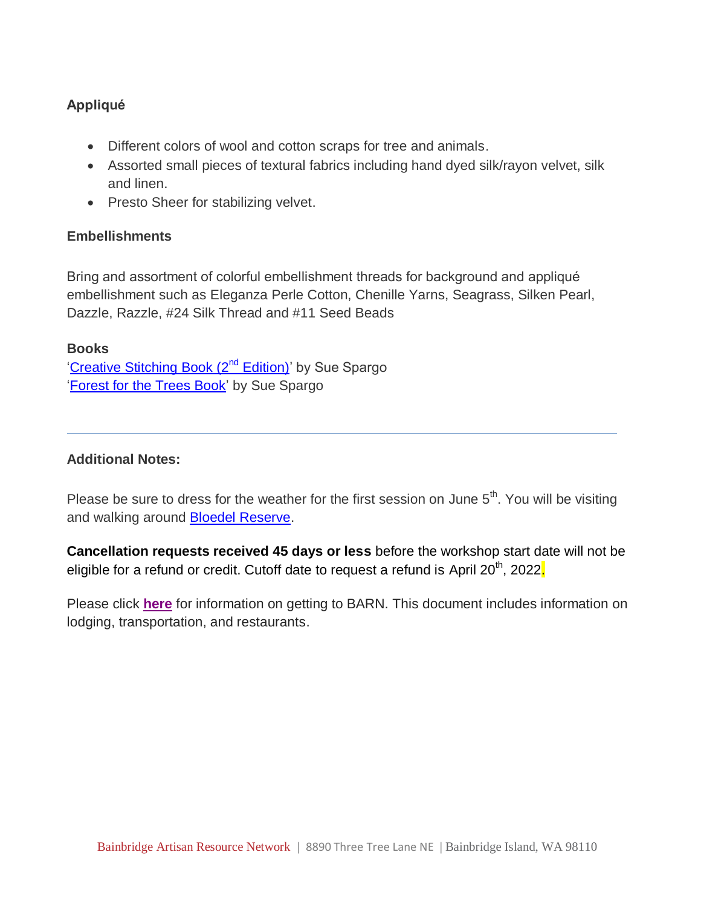**Appliqué**

- Different colors of wool and cotton scraps for tree and animals.
- Assorted small pieces of textural fabrics including hand dyed silk/rayon velvet, silk and linen.
- Presto Sheer for stabilizing velvet.

**Embellishments**

Bring and assortment of colorful embellishment threads for background and appliqué embellishment such as Eleganza Perle Cotton, Chenille Yarns, Seagrass, Silken Pearl, Dazzle, Razzle, #24 Silk Thread and #11 Seed Beads

**Books**
'Creative Stitching Book (2nd Edition)' by Sue Spargo
'Forest for the Trees Book' by Sue Spargo

---

**Additional Notes:**

Please be sure to dress for the weather for the first session on June 5th. You will be visiting and walking around Bloedel Reserve.

**Cancellation requests received 45 days or less** before the workshop start date will not be eligible for a refund or credit. Cutoff date to request a refund is April 20th, 2022.

Please click **here** for information on getting to BARN. This document includes information on lodging, transportation, and restaurants.